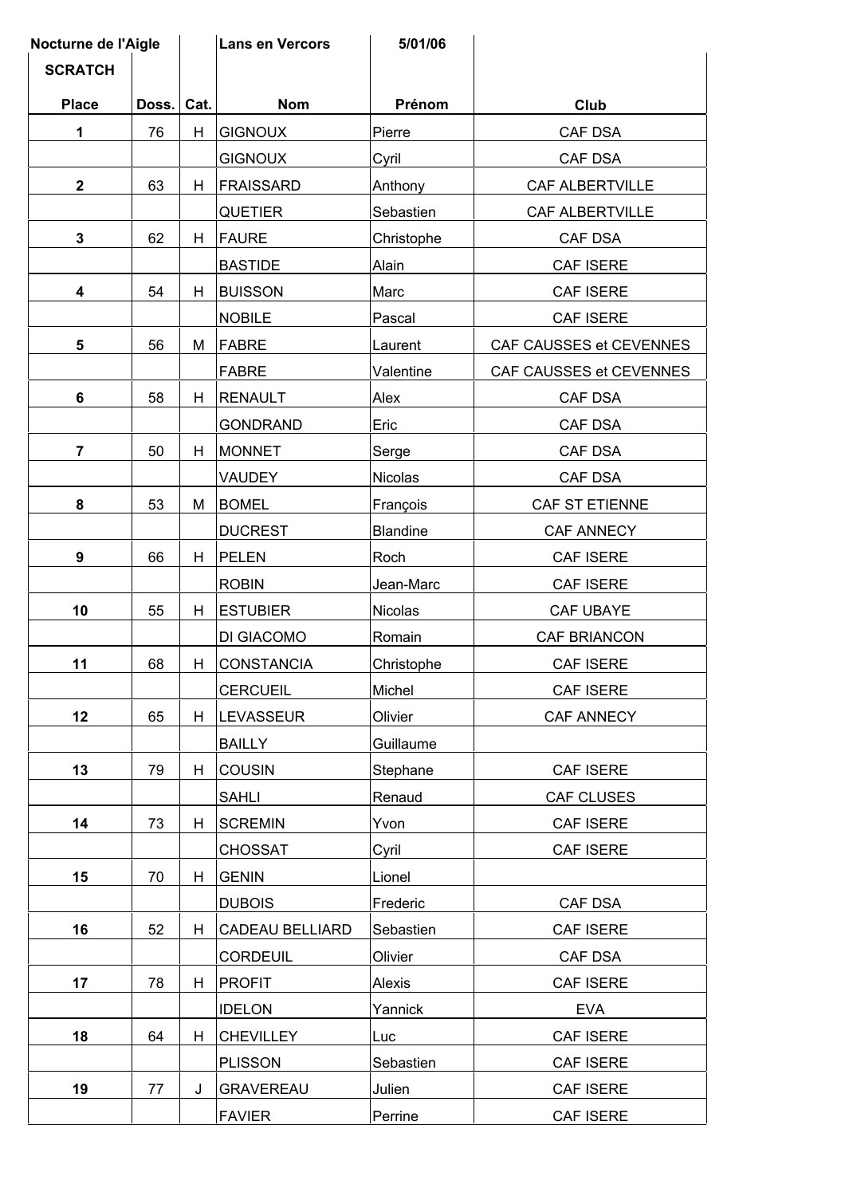**Nocturne de l'Aigle** | **Lans en Vercors** | **5/01/06**

**SCRATCH**

| Place | Doss. | Cat. | Nom | Prénom | Club |
|---|---|---|---|---|---|
| 1 | 76 | H | GIGNOUX | Pierre | CAF DSA |
| | | | GIGNOUX | Cyril | CAF DSA |
| 2 | 63 | H | FRAISSARD | Anthony | CAF ALBERTVILLE |
| | | | QUETIER | Sebastien | CAF ALBERTVILLE |
| 3 | 62 | H | FAURE | Christophe | CAF DSA |
| | | | BASTIDE | Alain | CAF ISERE |
| 4 | 54 | H | BUISSON | Marc | CAF ISERE |
| | | | NOBILE | Pascal | CAF ISERE |
| 5 | 56 | M | FABRE | Laurent | CAF CAUSSES et CEVENNES |
| | | | FABRE | Valentine | CAF CAUSSES et CEVENNES |
| 6 | 58 | H | RENAULT | Alex | CAF DSA |
| | | | GONDRAND | Eric | CAF DSA |
| 7 | 50 | H | MONNET | Serge | CAF DSA |
| | | | VAUDEY | Nicolas | CAF DSA |
| 8 | 53 | M | BOMEL | François | CAF ST ETIENNE |
| | | | DUCREST | Blandine | CAF ANNECY |
| 9 | 66 | H | PELEN | Roch | CAF ISERE |
| | | | ROBIN | Jean-Marc | CAF ISERE |
| 10 | 55 | H | ESTUBIER | Nicolas | CAF UBAYE |
| | | | DI GIACOMO | Romain | CAF BRIANCON |
| 11 | 68 | H | CONSTANCIA | Christophe | CAF ISERE |
| | | | CERCUEIL | Michel | CAF ISERE |
| 12 | 65 | H | LEVASSEUR | Olivier | CAF ANNECY |
| | | | BAILLY | Guillaume | |
| 13 | 79 | H | COUSIN | Stephane | CAF ISERE |
| | | | SAHLI | Renaud | CAF CLUSES |
| 14 | 73 | H | SCREMIN | Yvon | CAF ISERE |
| | | | CHOSSAT | Cyril | CAF ISERE |
| 15 | 70 | H | GENIN | Lionel | |
| | | | DUBOIS | Frederic | CAF DSA |
| 16 | 52 | H | CADEAU BELLIARD | Sebastien | CAF ISERE |
| | | | CORDEUIL | Olivier | CAF DSA |
| 17 | 78 | H | PROFIT | Alexis | CAF ISERE |
| | | | IDELON | Yannick | EVA |
| 18 | 64 | H | CHEVILLEY | Luc | CAF ISERE |
| | | | PLISSON | Sebastien | CAF ISERE |
| 19 | 77 | J | GRAVEREAU | Julien | CAF ISERE |
| | | | FAVIER | Perrine | CAF ISERE |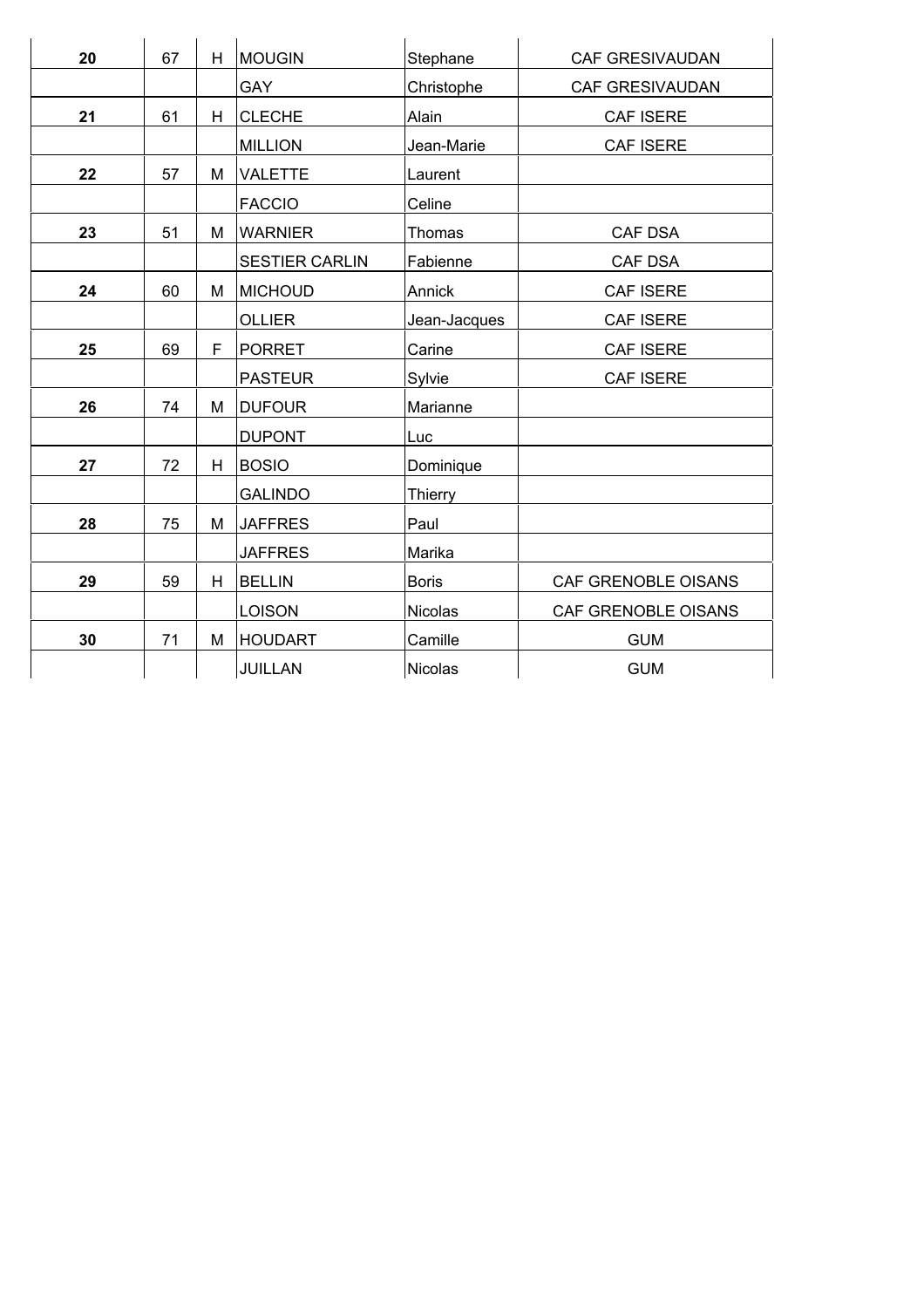| | | | | | |
|---|---|---|---|---|---|
| **20** | 67 | H | MOUGIN | Stephane | CAF GRESIVAUDAN |
| | | | GAY | Christophe | CAF GRESIVAUDAN |
| **21** | 61 | H | CLECHE | Alain | CAF ISERE |
| | | | MILLION | Jean-Marie | CAF ISERE |
| **22** | 57 | M | VALETTE | Laurent | |
| | | | FACCIO | Celine | |
| **23** | 51 | M | WARNIER | Thomas | CAF DSA |
| | | | SESTIER CARLIN | Fabienne | CAF DSA |
| **24** | 60 | M | MICHOUD | Annick | CAF ISERE |
| | | | OLLIER | Jean-Jacques | CAF ISERE |
| **25** | 69 | F | PORRET | Carine | CAF ISERE |
| | | | PASTEUR | Sylvie | CAF ISERE |
| **26** | 74 | M | DUFOUR | Marianne | |
| | | | DUPONT | Luc | |
| **27** | 72 | H | BOSIO | Dominique | |
| | | | GALINDO | Thierry | |
| **28** | 75 | M | JAFFRES | Paul | |
| | | | JAFFRES | Marika | |
| **29** | 59 | H | BELLIN | Boris | CAF GRENOBLE OISANS |
| | | | LOISON | Nicolas | CAF GRENOBLE OISANS |
| **30** | 71 | M | HOUDART | Camille | GUM |
| | | | JUILLAN | Nicolas | GUM |